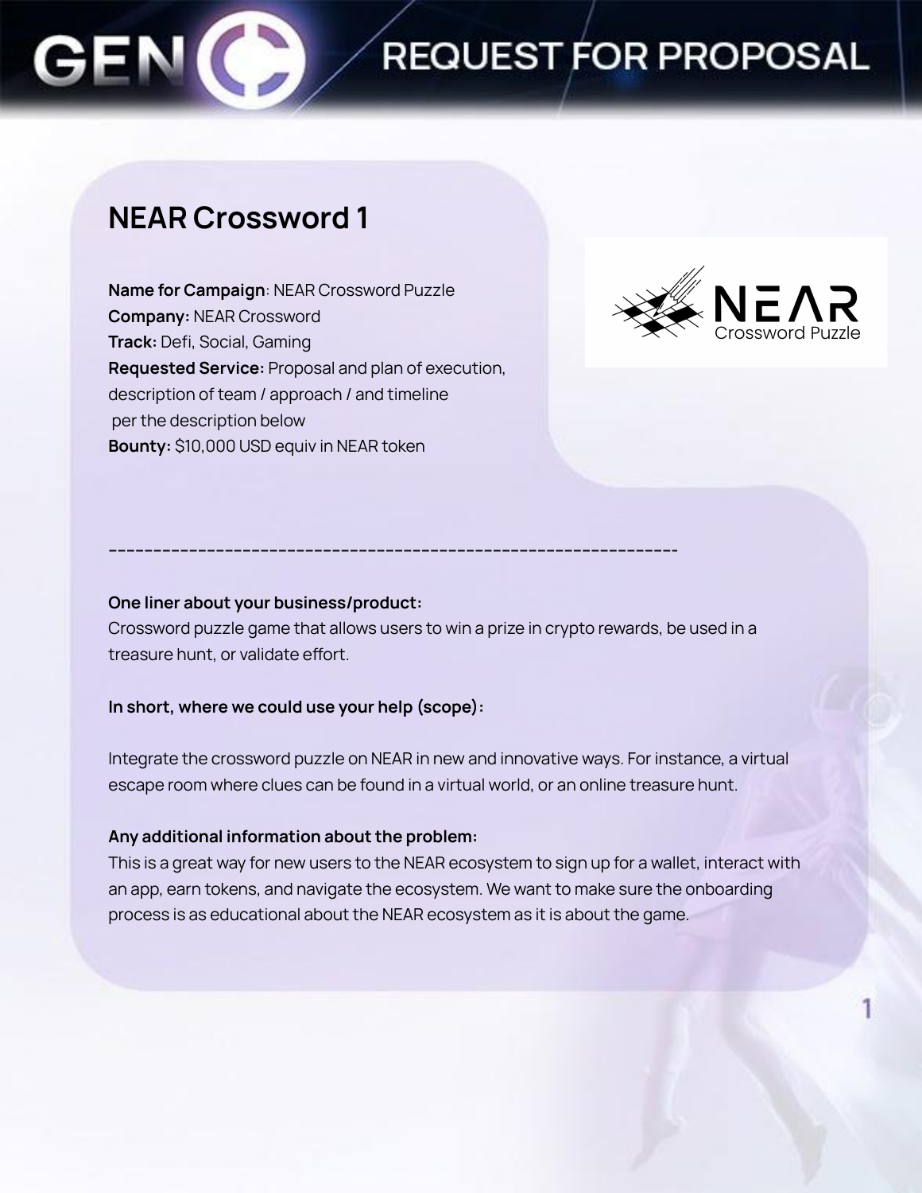# REQUEST FOR PROPOSAL

## NEAR Crossword 1

**Name for Campaign**: NEAR Crossword Puzzle
**Company:** NEAR Crossword
**Track:** Defi, Social, Gaming
**Requested Service:** Proposal and plan of execution, description of team / approach / and timeline per the description below
**Bounty:** $10,000 USD equiv in NEAR token

---

**One liner about your business/product:**
Crossword puzzle game that allows users to win a prize in crypto rewards, be used in a treasure hunt, or validate effort.

**In short, where we could use your help (scope):**

Integrate the crossword puzzle on NEAR in new and innovative ways. For instance, a virtual escape room where clues can be found in a virtual world, or an online treasure hunt.

**Any additional information about the problem:**
This is a great way for new users to the NEAR ecosystem to sign up for a wallet, interact with an app, earn tokens, and navigate the ecosystem. We want to make sure the onboarding process is as educational about the NEAR ecosystem as it is about the game.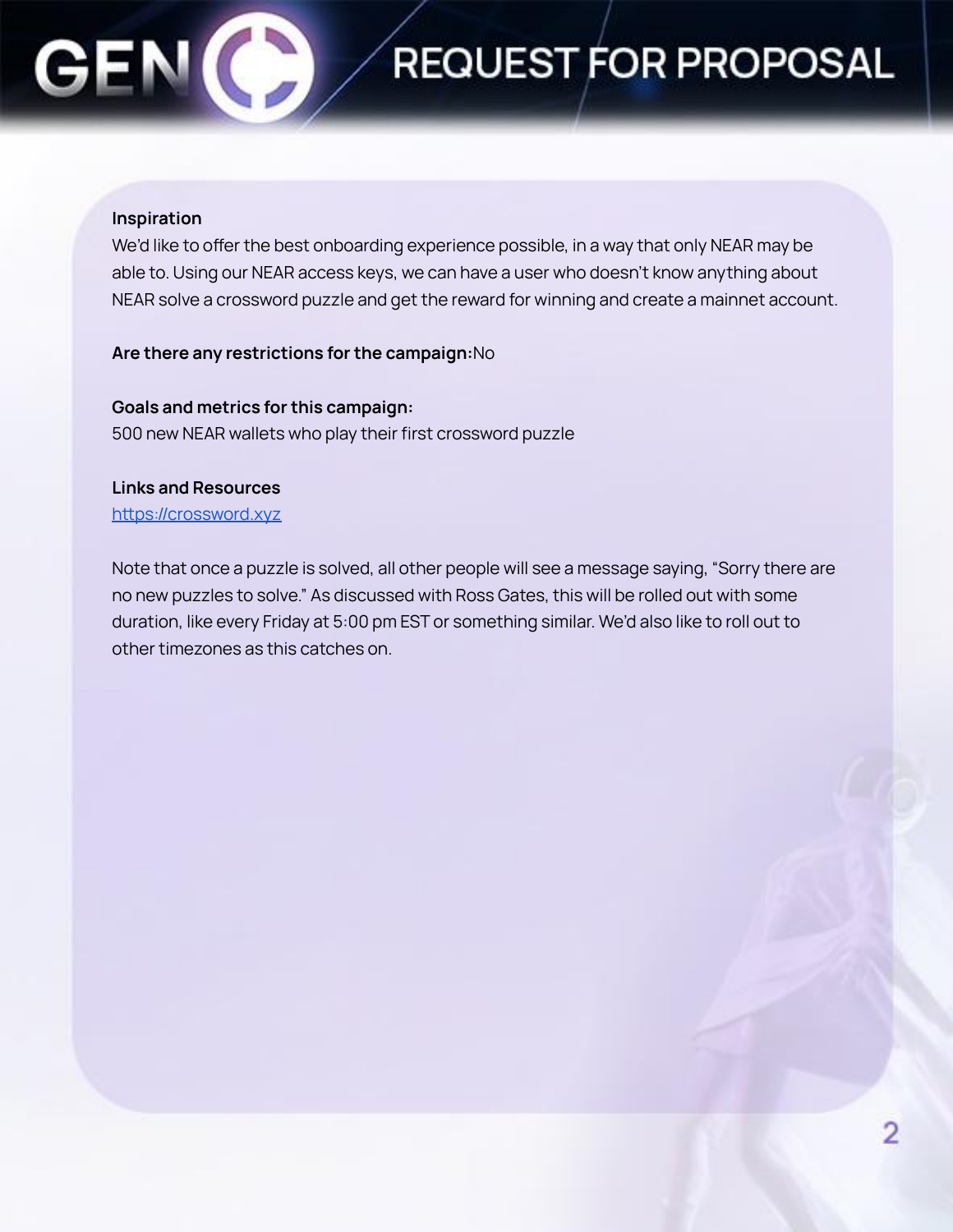**Inspiration**

We'd like to offer the best onboarding experience possible, in a way that only NEAR may be able to. Using our NEAR access keys, we can have a user who doesn't know anything about NEAR solve a crossword puzzle and get the reward for winning and create a mainnet account.

**Are there any restrictions for the campaign:** No

**Goals and metrics for this campaign:**

500 new NEAR wallets who play their first crossword puzzle

**Links and Resources**

[https://crossword.xyz](https://crossword.xyz)

Note that once a puzzle is solved, all other people will see a message saying, "Sorry there are no new puzzles to solve." As discussed with Ross Gates, this will be rolled out with some duration, like every Friday at 5:00 pm EST or something similar. We'd also like to roll out to other timezones as this catches on.